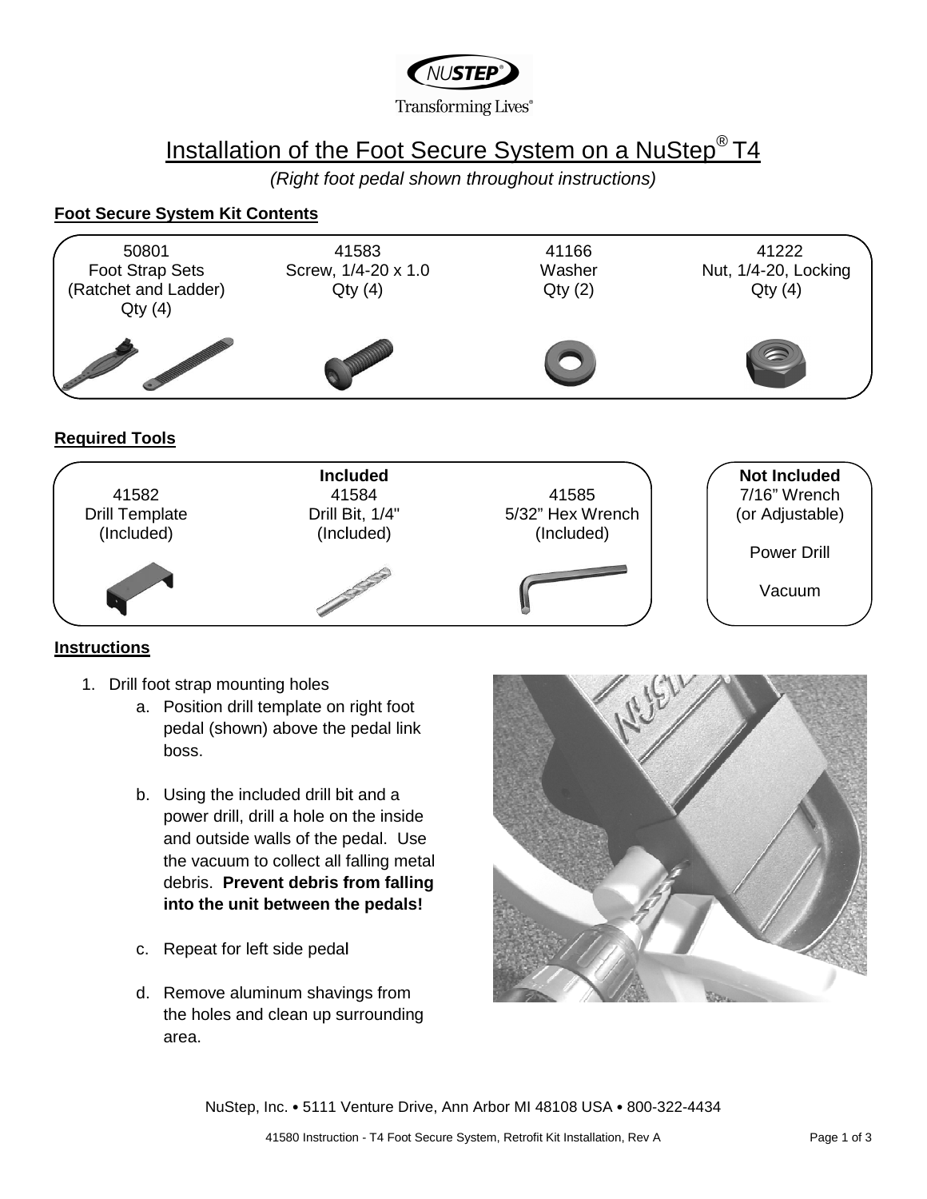NUSTEP®

Transforming Lives®

# Installation of the Foot Secure System on a NuStep® T4

*(Right foot pedal shown throughout instructions)*

## Foot Secure System Kit Contents

| 50801 | 41583 | 41166 | 41222 |
|---|---|---|---|
| Foot Strap Sets (Ratchet and Ladder) | Screw, 1/4-20 x 1.0 | Washer | Nut, 1/4-20, Locking |
| Qty (4) | Qty (4) | Qty (2) | Qty (4) |

## Required Tools

**Included**

| 41582 | 41584 | 41585 |
|---|---|---|
| Drill Template | Drill Bit, 1/4" | 5/32" Hex Wrench |
| (Included) | (Included) | (Included) |

**Not Included**

- 7/16" Wrench (or Adjustable)
- Power Drill
- Vacuum

## Instructions

1. Drill foot strap mounting holes
   a. Position drill template on right foot pedal (shown) above the pedal link boss.

   b. Using the included drill bit and a power drill, drill a hole on the inside and outside walls of the pedal. Use the vacuum to collect all falling metal debris. **Prevent debris from falling into the unit between the pedals!**

   c. Repeat for left side pedal

   d. Remove aluminum shavings from the holes and clean up surrounding area.

NuStep, Inc. • 5111 Venture Drive, Ann Arbor MI 48108 USA • 800-322-4434

41580 Instruction - T4 Foot Secure System, Retrofit Kit Installation, Rev A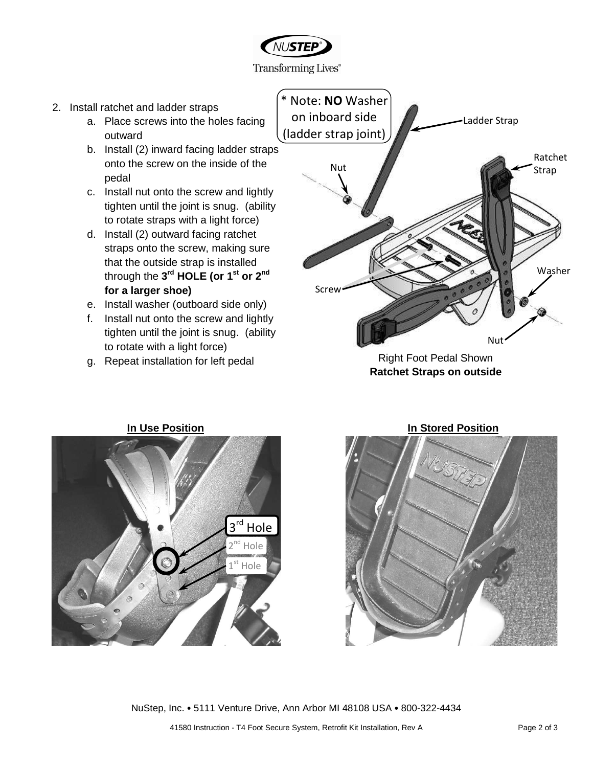2. Install ratchet and ladder straps
   a. Place screws into the holes facing outward
   b. Install (2) inward facing ladder straps onto the screw on the inside of the pedal
   c. Install nut onto the screw and lightly tighten until the joint is snug. (ability to rotate straps with a light force)
   d. Install (2) outward facing ratchet straps onto the screw, making sure that the outside strap is installed through the **3rd HOLE (or 1st or 2nd for a larger shoe)**
   e. Install washer (outboard side only)
   f. Install nut onto the screw and lightly tighten until the joint is snug. (ability to rotate with a light force)
   g. Repeat installation for left pedal

* Note: **NO** Washer on inboard side (ladder strap joint)

Ladder Strap

Ratchet Strap

Nut

Screw

Washer

Nut

Right Foot Pedal Shown
**Ratchet Straps on outside**

**In Use Position**

3rd Hole

2nd Hole

1st Hole

**In Stored Position**

NuStep, Inc. • 5111 Venture Drive, Ann Arbor MI 48108 USA • 800-322-4434

41580 Instruction - T4 Foot Secure System, Retrofit Kit Installation, Rev A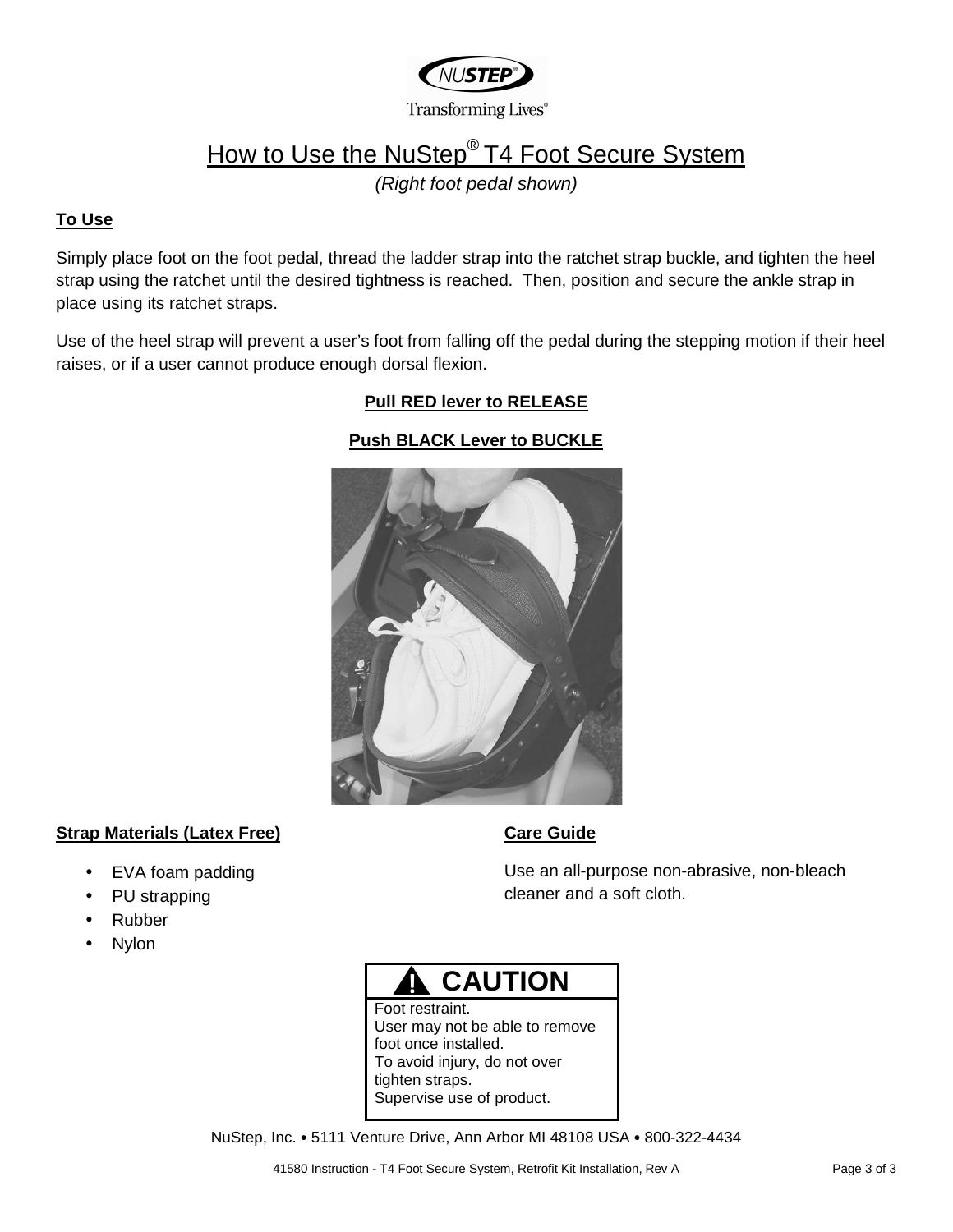NUSTEP®

Transforming Lives®

# How to Use the NuStep® T4 Foot Secure System

*(Right foot pedal shown)*

**To Use**

Simply place foot on the foot pedal, thread the ladder strap into the ratchet strap buckle, and tighten the heel strap using the ratchet until the desired tightness is reached. Then, position and secure the ankle strap in place using its ratchet straps.

Use of the heel strap will prevent a user's foot from falling off the pedal during the stepping motion if their heel raises, or if a user cannot produce enough dorsal flexion.

**Pull RED lever to RELEASE**

**Push BLACK Lever to BUCKLE**

**Strap Materials (Latex Free)**

- EVA foam padding
- PU strapping
- Rubber
- Nylon

**Care Guide**

Use an all-purpose non-abrasive, non-bleach cleaner and a soft cloth.

**⚠ CAUTION**

Foot restraint.
User may not be able to remove foot once installed.
To avoid injury, do not over tighten straps.
Supervise use of product.

NuStep, Inc. • 5111 Venture Drive, Ann Arbor MI 48108 USA • 800-322-4434

41580 Instruction - T4 Foot Secure System, Retrofit Kit Installation, Rev A